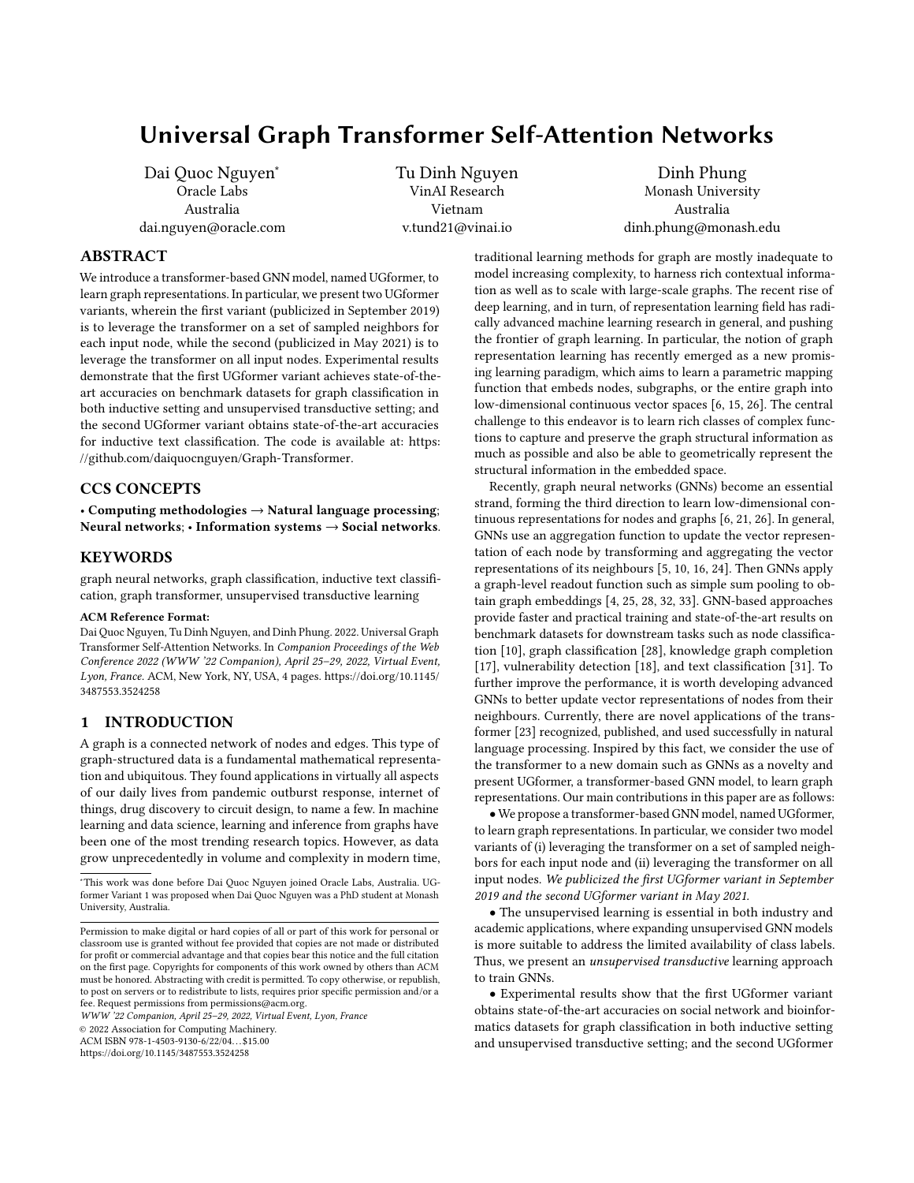# Universal Graph Transformer Self-Attention Networks

Dai Quoc Nguyen[*]
Oracle Labs
Australia
dai.nguyen@oracle.com

Tu Dinh Nguyen
VinAI Research
Vietnam
v.tund21@vinai.io

Dinh Phung
Monash University
Australia
dinh.phung@monash.edu

## ABSTRACT

We introduce a transformer-based GNN model, named UGformer, to learn graph representations. In particular, we present two UGformer variants, wherein the first variant (publicized in September 2019) is to leverage the transformer on a set of sampled neighbors for each input node, while the second (publicized in May 2021) is to leverage the transformer on all input nodes. Experimental results demonstrate that the first UGformer variant achieves state-of-the-art accuracies on benchmark datasets for graph classification in both inductive setting and unsupervised transductive setting; and the second UGformer variant obtains state-of-the-art accuracies for inductive text classification. The code is available at: https://github.com/daiquocnguyen/Graph-Transformer.

## CCS CONCEPTS

• **Computing methodologies** → **Natural language processing**; **Neural networks**; • **Information systems** → **Social networks**.

## KEYWORDS

graph neural networks, graph classification, inductive text classification, graph transformer, unsupervised transductive learning

**ACM Reference Format:**
Dai Quoc Nguyen, Tu Dinh Nguyen, and Dinh Phung. 2022. Universal Graph Transformer Self-Attention Networks. In *Companion Proceedings of the Web Conference 2022 (WWW '22 Companion), April 25–29, 2022, Virtual Event, Lyon, France.* ACM, New York, NY, USA, 4 pages. https://doi.org/10.1145/3487553.3524258

## 1 INTRODUCTION

A graph is a connected network of nodes and edges. This type of graph-structured data is a fundamental mathematical representation and ubiquitous. They found applications in virtually all aspects of our daily lives from pandemic outburst response, internet of things, drug discovery to circuit design, to name a few. In machine learning and data science, learning and inference from graphs have been one of the most trending research topics. However, as data grow unprecedentedly in volume and complexity in modern time, traditional learning methods for graph are mostly inadequate to model increasing complexity, to harness rich contextual information as well as to scale with large-scale graphs. The recent rise of deep learning, and in turn, of representation learning field has radically advanced machine learning research in general, and pushing the frontier of graph learning. In particular, the notion of graph representation learning has recently emerged as a new promising learning paradigm, which aims to learn a parametric mapping function that embeds nodes, subgraphs, or the entire graph into low-dimensional continuous vector spaces [6, 15, 26]. The central challenge to this endeavor is to learn rich classes of complex functions to capture and preserve the graph structural information as much as possible and also be able to geometrically represent the structural information in the embedded space.

Recently, graph neural networks (GNNs) become an essential strand, forming the third direction to learn low-dimensional continuous representations for nodes and graphs [6, 21, 26]. In general, GNNs use an aggregation function to update the vector representation of each node by transforming and aggregating the vector representations of its neighbours [5, 10, 16, 24]. Then GNNs apply a graph-level readout function such as simple sum pooling to obtain graph embeddings [4, 25, 28, 32, 33]. GNN-based approaches provide faster and practical training and state-of-the-art results on benchmark datasets for downstream tasks such as node classification [10], graph classification [28], knowledge graph completion [17], vulnerability detection [18], and text classification [31]. To further improve the performance, it is worth developing advanced GNNs to better update vector representations of nodes from their neighbours. Currently, there are novel applications of the transformer [23] recognized, published, and used successfully in natural language processing. Inspired by this fact, we consider the use of the transformer to a new domain such as GNNs as a novelty and present UGformer, a transformer-based GNN model, to learn graph representations. Our main contributions in this paper are as follows:

- We propose a transformer-based GNN model, named UGformer, to learn graph representations. In particular, we consider two model variants of (i) leveraging the transformer on a set of sampled neighbors for each input node and (ii) leveraging the transformer on all input nodes. *We publicized the first UGformer variant in September 2019 and the second UGformer variant in May 2021.*
- The unsupervised learning is essential in both industry and academic applications, where expanding unsupervised GNN models is more suitable to address the limited availability of class labels. Thus, we present an *unsupervised transductive* learning approach to train GNNs.
- Experimental results show that the first UGformer variant obtains state-of-the-art accuracies on social network and bioinformatics datasets for graph classification in both inductive setting and unsupervised transductive setting; and the second UGformer

[*] This work was done before Dai Quoc Nguyen joined Oracle Labs, Australia. UGformer Variant 1 was proposed when Dai Quoc Nguyen was a PhD student at Monash University, Australia.

Permission to make digital or hard copies of all or part of this work for personal or classroom use is granted without fee provided that copies are not made or distributed for profit or commercial advantage and that copies bear this notice and the full citation on the first page. Copyrights for components of this work owned by others than ACM must be honored. Abstracting with credit is permitted. To copy otherwise, or republish, to post on servers or to redistribute to lists, requires prior specific permission and/or a fee. Request permissions from permissions@acm.org.
*WWW '22 Companion, April 25–29, 2022, Virtual Event, Lyon, France*
© 2022 Association for Computing Machinery.
ACM ISBN 978-1-4503-9130-6/22/04…$15.00
https://doi.org/10.1145/3487553.3524258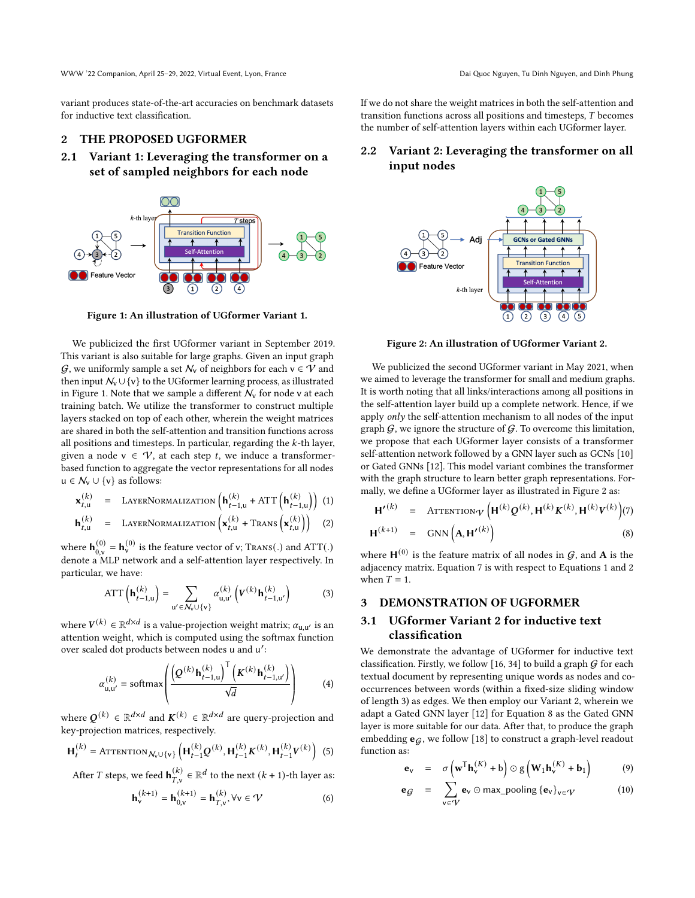variant produces state-of-the-art accuracies on benchmark datasets for inductive text classification.

## 2 THE PROPOSED UGFORMER

### 2.1 Variant 1: Leveraging the transformer on a set of sampled neighbors for each node

Figure 1: An illustration of UGformer Variant 1.

We publicized the first UGformer variant in September 2019. This variant is also suitable for large graphs. Given an input graph $\mathcal{G}$, we uniformly sample a set $\mathcal{N}_v$ of neighbors for each $v \in \mathcal{V}$ and then input $\mathcal{N}_v \cup \{v\}$ to the UGformer learning process, as illustrated in Figure 1. Note that we sample a different $\mathcal{N}_v$ for node v at each training batch. We utilize the transformer to construct multiple layers stacked on top of each other, wherein the weight matrices are shared in both the self-attention and transition functions across all positions and timesteps. In particular, regarding the $k$-th layer, given a node $v \in \mathcal{V}$, at each step $t$, we induce a transformer-based function to aggregate the vector representations for all nodes $u \in \mathcal{N}_v \cup \{v\}$ as follows:

$$\mathbf{x}_{t,u}^{(k)} = \text{LayerNormalization}\left(\mathbf{h}_{t-1,u}^{(k)} + \text{ATT}\left(\mathbf{h}_{t-1,u}^{(k)}\right)\right) \quad (1)$$

$$\mathbf{h}_{t,u}^{(k)} = \text{LayerNormalization}\left(\mathbf{x}_{t,u}^{(k)} + \text{Trans}\left(\mathbf{x}_{t,u}^{(k)}\right)\right) \quad (2)$$

where $\mathbf{h}_{0,v}^{(0)} = \mathbf{h}_{v}^{(0)}$ is the feature vector of v; Trans(.) and ATT(.) denote a MLP network and a self-attention layer respectively. In particular, we have:

$$\text{ATT}\left(\mathbf{h}_{t-1,u}^{(k)}\right) = \sum_{u' \in \mathcal{N}_v \cup \{v\}} \alpha_{u,u'}^{(k)} \left(\boldsymbol{V}^{(k)} \mathbf{h}_{t-1,u'}^{(k)}\right) \quad (3)$$

where $\boldsymbol{V}^{(k)} \in \mathbb{R}^{d \times d}$ is a value-projection weight matrix; $\alpha_{u,u'}$ is an attention weight, which is computed using the softmax function over scaled dot products between nodes u and u′:

$$\alpha_{u,u'}^{(k)} = \text{softmax}\left(\frac{\left(\boldsymbol{Q}^{(k)} \mathbf{h}_{t-1,u}^{(k)}\right)^{\mathsf{T}} \left(\boldsymbol{K}^{(k)} \mathbf{h}_{t-1,u'}^{(k)}\right)}{\sqrt{d}}\right) \quad (4)$$

where $\boldsymbol{Q}^{(k)} \in \mathbb{R}^{d \times d}$ and $\boldsymbol{K}^{(k)} \in \mathbb{R}^{d \times d}$ are query-projection and key-projection matrices, respectively.

$$\mathbf{H}_{t}^{(k)} = \text{Attention}_{\mathcal{N}_v \cup \{v\}}\left(\mathbf{H}_{t-1}^{(k)} \boldsymbol{Q}^{(k)}, \mathbf{H}_{t-1}^{(k)} \boldsymbol{K}^{(k)}, \mathbf{H}_{t-1}^{(k)} \boldsymbol{V}^{(k)}\right) \quad (5)$$

After $T$ steps, we feed $\mathbf{h}_{T,v}^{(k)} \in \mathbb{R}^d$ to the next $(k+1)$-th layer as:

$$\mathbf{h}_{v}^{(k+1)} = \mathbf{h}_{0,v}^{(k+1)} = \mathbf{h}_{T,v}^{(k)}, \forall v \in \mathcal{V} \quad (6)$$

If we do not share the weight matrices in both the self-attention and transition functions across all positions and timesteps, $T$ becomes the number of self-attention layers within each UGformer layer.

### 2.2 Variant 2: Leveraging the transformer on all input nodes

Figure 2: An illustration of UGformer Variant 2.

We publicized the second UGformer variant in May 2021, when we aimed to leverage the transformer for small and medium graphs. It is worth noting that all links/interactions among all positions in the self-attention layer build up a complete network. Hence, if we apply *only* the self-attention mechanism to all nodes of the input graph $\mathcal{G}$, we ignore the structure of $\mathcal{G}$. To overcome this limitation, we propose that each UGformer layer consists of a transformer self-attention network followed by a GNN layer such as GCNs [10] or Gated GNNs [12]. This model variant combines the transformer with the graph structure to learn better graph representations. Formally, we define a UGformer layer as illustrated in Figure 2 as:

$$\mathbf{H'}^{(k)} = \text{Attention}_{\mathcal{V}}\left(\mathbf{H}^{(k)} \boldsymbol{Q}^{(k)}, \mathbf{H}^{(k)} \boldsymbol{K}^{(k)}, \mathbf{H}^{(k)} \boldsymbol{V}^{(k)}\right) \quad (7)$$

$$\mathbf{H}^{(k+1)} = \text{GNN}\left(\mathbf{A}, \mathbf{H'}^{(k)}\right) \quad (8)$$

where $\mathbf{H}^{(0)}$ is the feature matrix of all nodes in $\mathcal{G}$, and $\mathbf{A}$ is the adjacency matrix. Equation 7 is with respect to Equations 1 and 2 when $T = 1$.

## 3 DEMONSTRATION OF UGFORMER

### 3.1 UGformer Variant 2 for inductive text classification

We demonstrate the advantage of UGformer for inductive text classification. Firstly, we follow [16, 34] to build a graph $\mathcal{G}$ for each textual document by representing unique words as nodes and co-occurrences between words (within a fixed-size sliding window of length 3) as edges. We then employ our Variant 2, wherein we adapt a Gated GNN layer [12] for Equation 8 as the Gated GNN layer is more suitable for our data. After that, to produce the graph embedding $\mathbf{e}_{\mathcal{G}}$, we follow [18] to construct a graph-level readout function as:

$$\mathbf{e}_v = \sigma\left(\mathbf{w}^{\mathsf{T}} \mathbf{h}_v^{(K)} + \mathrm{b}\right) \odot g\left(\mathbf{W}_1 \mathbf{h}_v^{(K)} + \mathbf{b}_1\right) \quad (9)$$

$$\mathbf{e}_{\mathcal{G}} = \sum_{v \in \mathcal{V}} \mathbf{e}_v \odot \text{max\_pooling}\left\{\mathbf{e}_v\right\}_{v \in \mathcal{V}} \quad (10)$$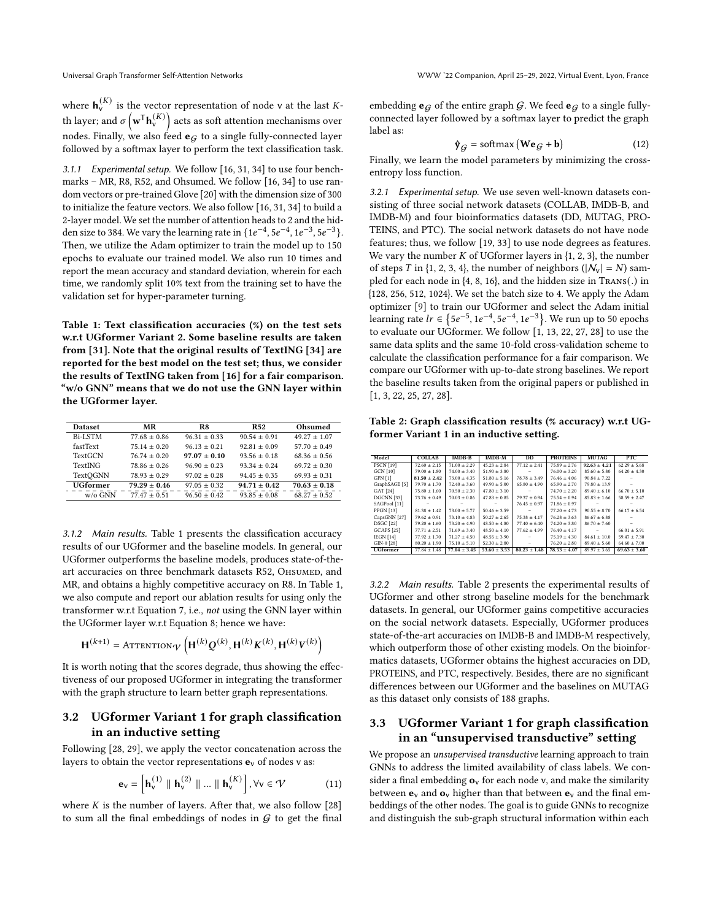where $\mathbf{h}_{\mathsf{v}}^{(K)}$ is the vector representation of node v at the last $K$-th layer; and $\sigma\left(\mathbf{w}^{\mathsf{T}}\mathbf{h}_{\mathsf{v}}^{(K)}\right)$ acts as soft attention mechanisms over nodes. Finally, we also feed $\mathbf{e}_{\mathcal{G}}$ to a single fully-connected layer followed by a softmax layer to perform the text classification task.

*3.1.1 Experimental setup.* We follow [16, 31, 34] to use four benchmarks – MR, R8, R52, and Ohsumed. We follow [16, 34] to use random vectors or pre-trained Glove [20] with the dimension size of 300 to initialize the feature vectors. We also follow [16, 31, 34] to build a 2-layer model. We set the number of attention heads to 2 and the hidden size to 384. We vary the learning rate in $\{1e^{-4}, 5e^{-4}, 1e^{-3}, 5e^{-3}\}$. Then, we utilize the Adam optimizer to train the model up to 150 epochs to evaluate our trained model. We also run 10 times and report the mean accuracy and standard deviation, wherein for each time, we randomly split 10% text from the training set to have the validation set for hyper-parameter turning.

**Table 1: Text classification accuracies (%) on the test sets w.r.t UGformer Variant 2. Some baseline results are taken from [31]. Note that the original results of TextING [34] are reported for the best model on the test set; thus, we consider the results of TextING taken from [16] for a fair comparison. "w/o GNN" means that we do not use the GNN layer within the UGformer layer.**

| Dataset | MR | R8 | R52 | Ohsumed |
|---|---|---|---|---|
| Bi-LSTM | 77.68 ± 0.86 | 96.31 ± 0.33 | 90.54 ± 0.91 | 49.27 ± 1.07 |
| fastText | 75.14 ± 0.20 | 96.13 ± 0.21 | 92.81 ± 0.09 | 57.70 ± 0.49 |
| TextGCN | 76.74 ± 0.20 | **97.07 ± 0.10** | 93.56 ± 0.18 | 68.36 ± 0.56 |
| TextING | 78.86 ± 0.26 | 96.90 ± 0.23 | 93.34 ± 0.24 | 69.72 ± 0.30 |
| TextQGNN | 78.93 ± 0.29 | 97.02 ± 0.28 | 94.45 ± 0.35 | 69.93 ± 0.31 |
| **UGformer** | **79.29 ± 0.46** | 97.05 ± 0.32 | **94.71 ± 0.42** | **70.63 ± 0.18** |
| w/o GNN | 77.47 ± 0.51 | 96.50 ± 0.42 | 93.85 ± 0.08 | 68.27 ± 0.52 |

*3.1.2 Main results.* Table 1 presents the classification accuracy results of our UGformer and the baseline models. In general, our UGformer outperforms the baseline models, produces state-of-the-art accuracies on three benchmark datasets R52, Ohsumed, and MR, and obtains a highly competitive accuracy on R8. In Table 1, we also compute and report our ablation results for using only the transformer w.r.t Equation 7, i.e., *not* using the GNN layer within the UGformer layer w.r.t Equation 8; hence we have:

$$\mathbf{H}^{(k+1)} = \text{Attention}_{\mathcal{V}}\left(\mathbf{H}^{(k)}\boldsymbol{Q}^{(k)}, \mathbf{H}^{(k)}\boldsymbol{K}^{(k)}, \mathbf{H}^{(k)}\boldsymbol{V}^{(k)}\right)$$

It is worth noting that the scores degrade, thus showing the effectiveness of our proposed UGformer in integrating the transformer with the graph structure to learn better graph representations.

## 3.2 UGformer Variant 1 for graph classification in an inductive setting

Following [28, 29], we apply the vector concatenation across the layers to obtain the vector representations $\mathbf{e}_{\mathsf{v}}$ of nodes v as:

$$\mathbf{e}_{\mathsf{v}} = \left[\mathbf{h}_{\mathsf{v}}^{(1)} \parallel \mathbf{h}_{\mathsf{v}}^{(2)} \parallel ... \parallel \mathbf{h}_{\mathsf{v}}^{(K)}\right], \forall \mathsf{v} \in \mathcal{V} \tag{11}$$

where $K$ is the number of layers. After that, we also follow [28] to sum all the final embeddings of nodes in $\mathcal{G}$ to get the final embedding $\mathbf{e}_{\mathcal{G}}$ of the entire graph $\mathcal{G}$. We feed $\mathbf{e}_{\mathcal{G}}$ to a single fully-connected layer followed by a softmax layer to predict the graph label as:

$$\hat{\mathbf{y}}_{\mathcal{G}} = \text{softmax}\left(\mathbf{W}\mathbf{e}_{\mathcal{G}} + \mathbf{b}\right) \tag{12}$$

Finally, we learn the model parameters by minimizing the cross-entropy loss function.

*3.2.1 Experimental setup.* We use seven well-known datasets consisting of three social network datasets (COLLAB, IMDB-B, and IMDB-M) and four bioinformatics datasets (DD, MUTAG, PROTEINS, and PTC). The social network datasets do not have node features; thus, we follow [19, 33] to use node degrees as features. We vary the number $K$ of UGformer layers in {1, 2, 3}, the number of steps $T$ in {1, 2, 3, 4}, the number of neighbors ($|\mathcal{N}_{\mathsf{v}}| = N$) sampled for each node in {4, 8, 16}, and the hidden size in $\text{Trans}(.)$ in {128, 256, 512, 1024}. We set the batch size to 4. We apply the Adam optimizer [9] to train our UGformer and select the Adam initial learning rate $lr \in \left\{5e^{-5}, 1e^{-4}, 5e^{-4}, 1e^{-3}\right\}$. We run up to 50 epochs to evaluate our UGformer. We follow [1, 13, 22, 27, 28] to use the same data splits and the same 10-fold cross-validation scheme to calculate the classification performance for a fair comparison. We compare our UGformer with up-to-date strong baselines. We report the baseline results taken from the original papers or published in [1, 3, 22, 25, 27, 28].

**Table 2: Graph classification results (% accuracy) w.r.t UGformer Variant 1 in an inductive setting.**

| Model | COLLAB | IMDB-B | IMDB-M | DD | PROTEINS | MUTAG | PTC |
|---|---|---|---|---|---|---|---|
| PSCN [19] | 72.60 ± 2.15 | 71.00 ± 2.29 | 45.23 ± 2.84 | 77.12 ± 2.41 | 75.89 ± 2.76 | **92.63 ± 4.21** | 62.29 ± 5.68 |
| GCN [10] | 79.00 ± 1.80 | 74.00 ± 3.40 | 51.90 ± 3.80 | – | 76.00 ± 3.20 | 85.60 ± 5.80 | 64.20 ± 4.30 |
| GFN [1] | **81.50 ± 2.42** | 73.00 ± 4.35 | 51.80 ± 5.16 | 78.78 ± 3.49 | 76.46 ± 4.06 | 90.84 ± 7.22 | – |
| GraphSAGE [5] | 79.70 ± 1.70 | 72.40 ± 3.60 | 49.90 ± 5.00 | 65.80 ± 4.90 | 65.90 ± 2.70 | 79.80 ± 13.9 | – |
| GAT [24] | 75.80 ± 1.60 | 70.50 ± 2.30 | 47.80 ± 3.10 | – | 74.70 ± 2.20 | 89.40 ± 6.10 | 66.70 ± 5.10 |
| DGCNN [33] | 73.76 ± 0.49 | 70.03 ± 0.86 | 47.83 ± 0.85 | 79.37 ± 0.94 | 75.54 ± 0.94 | 85.83 ± 1.66 | 58.59 ± 2.47 |
| SAGPool [11] | – | – | – | 76.45 ± 0.97 | 71.86 ± 0.97 | – | – |
| PPGN [13] | 81.38 ± 1.42 | 73.00 ± 5.77 | 50.46 ± 3.59 | – | 77.20 ± 4.73 | 90.55 ± 8.70 | 66.17 ± 6.54 |
| CapsGNN [27] | 79.62 ± 0.91 | 73.10 ± 4.83 | 50.27 ± 2.65 | 75.38 ± 4.17 | 76.28 ± 3.63 | 86.67 ± 6.88 | – |
| DSGC [22] | 79.20 ± 1.60 | 73.20 ± 4.90 | 48.50 ± 4.80 | 77.40 ± 6.40 | 74.20 ± 3.80 | 86.70 ± 7.60 | – |
| GCAPS [25] | 77.71 ± 2.51 | 71.69 ± 3.40 | 48.50 ± 4.10 | 77.62 ± 4.99 | 76.40 ± 4.17 | – | 66.01 ± 5.91 |
| IEGN [14] | 77.92 ± 1.70 | 71.27 ± 4.50 | 48.55 ± 3.90 | – | 75.19 ± 4.30 | 84.61 ± 10.0 | 59.47 ± 7.30 |
| GIN-0 [28] | 80.20 ± 1.90 | 75.10 ± 5.10 | 52.30 ± 2.80 | – | 76.20 ± 2.80 | 89.40 ± 5.60 | 64.60 ± 7.00 |
| **UGformer** | 77.84 ± 1.48 | **77.04 ± 3.45** | **53.60 ± 3.53** | **80.23 ± 1.48** | **78.53 ± 4.07** | 89.97 ± 3.65 | **69.63 ± 3.60** |

*3.2.2 Main results.* Table 2 presents the experimental results of UGformer and other strong baseline models for the benchmark datasets. In general, our UGformer gains competitive accuracies on the social network datasets. Especially, UGformer produces state-of-the-art accuracies on IMDB-B and IMDB-M respectively, which outperform those of other existing models. On the bioinformatics datasets, UGformer obtains the highest accuracies on DD, PROTEINS, and PTC, respectively. Besides, there are no significant differences between our UGformer and the baselines on MUTAG as this dataset only consists of 188 graphs.

## 3.3 UGformer Variant 1 for graph classification in an "unsupervised transductive" setting

We propose an *unsupervised transductive* learning approach to train GNNs to address the limited availability of class labels. We consider a final embedding $\mathbf{o}_{\mathsf{v}}$ for each node v, and make the similarity between $\mathbf{e}_{\mathsf{v}}$ and $\mathbf{o}_{\mathsf{v}}$ higher than that between $\mathbf{e}_{\mathsf{v}}$ and the final embeddings of the other nodes. The goal is to guide GNNs to recognize and distinguish the sub-graph structural information within each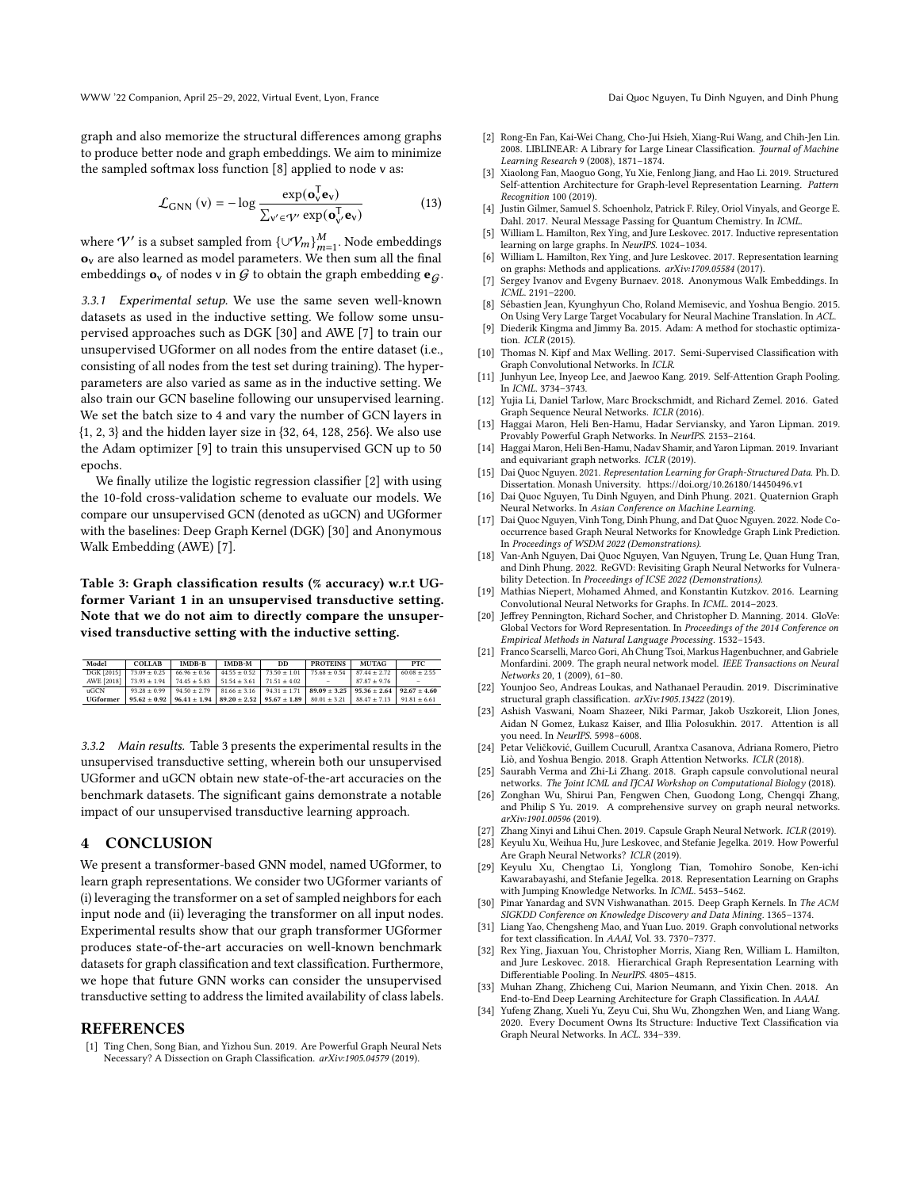graph and also memorize the structural differences among graphs to produce better node and graph embeddings. We aim to minimize the sampled softmax loss function [8] applied to node v as:

$$\mathcal{L}_{\text{GNN}}(\text{v}) = -\log \frac{\exp(\mathbf{o}_{\text{v}}^{\mathsf{T}}\mathbf{e}_{\text{v}})}{\sum_{\text{v}' \in \mathcal{V}'} \exp(\mathbf{o}_{\text{v}'}^{\mathsf{T}}\mathbf{e}_{\text{v}})} \tag{13}$$

where $\mathcal{V}'$ is a subset sampled from $\{\cup \mathcal{V}_m\}_{m=1}^{M}$. Node embeddings $\mathbf{o}_{\text{v}}$ are also learned as model parameters. We then sum all the final embeddings $\mathbf{o}_{\text{v}}$ of nodes v in $\mathcal{G}$ to obtain the graph embedding $\mathbf{e}_{\mathcal{G}}$.

*3.3.1 Experimental setup.* We use the same seven well-known datasets as used in the inductive setting. We follow some unsupervised approaches such as DGK [30] and AWE [7] to train our unsupervised UGformer on all nodes from the entire dataset (i.e., consisting of all nodes from the test set during training). The hyperparameters are also varied as same as in the inductive setting. We also train our GCN baseline following our unsupervised learning. We set the batch size to 4 and vary the number of GCN layers in {1, 2, 3} and the hidden layer size in {32, 64, 128, 256}. We also use the Adam optimizer [9] to train this unsupervised GCN up to 50 epochs.

We finally utilize the logistic regression classifier [2] with using the 10-fold cross-validation scheme to evaluate our models. We compare our unsupervised GCN (denoted as uGCN) and UGformer with the baselines: Deep Graph Kernel (DGK) [30] and Anonymous Walk Embedding (AWE) [7].

**Table 3: Graph classification results (% accuracy) w.r.t UGformer Variant 1 in an unsupervised transductive setting. Note that we do not aim to directly compare the unsupervised transductive setting with the inductive setting.**

| Model | COLLAB | IMDB-B | IMDB-M | DD | PROTEINS | MUTAG | PTC |
|---|---|---|---|---|---|---|---|
| DGK [2015] | 73.09 ± 0.25 | 66.96 ± 0.56 | 44.55 ± 0.52 | 73.50 ± 1.01 | 75.68 ± 0.54 | 87.44 ± 2.72 | 60.08 ± 2.55 |
| AWE [2018] | 73.93 ± 1.94 | 74.45 ± 5.83 | 51.54 ± 3.61 | 71.51 ± 4.02 | – | 87.87 ± 9.76 | – |
| uGCN | 93.28 ± 0.99 | 94.50 ± 2.79 | 81.66 ± 3.16 | 94.31 ± 1.71 | **89.09 ± 3.25** | **95.36 ± 2.64** | **92.67 ± 4.60** |
| **UGformer** | **95.62 ± 0.92** | **96.41 ± 1.94** | **89.20 ± 2.52** | **95.67 ± 1.89** | 80.01 ± 3.21 | 88.47 ± 7.13 | 91.81 ± 6.61 |

*3.3.2 Main results.* Table 3 presents the experimental results in the unsupervised transductive setting, wherein both our unsupervised UGformer and uGCN obtain new state-of-the-art accuracies on the benchmark datasets. The significant gains demonstrate a notable impact of our unsupervised transductive learning approach.

## 4 CONCLUSION

We present a transformer-based GNN model, named UGformer, to learn graph representations. We consider two UGformer variants of (i) leveraging the transformer on a set of sampled neighbors for each input node and (ii) leveraging the transformer on all input nodes. Experimental results show that our graph transformer UGformer produces state-of-the-art accuracies on well-known benchmark datasets for graph classification and text classification. Furthermore, we hope that future GNN works can consider the unsupervised transductive setting to address the limited availability of class labels.

## REFERENCES

[1] Ting Chen, Song Bian, and Yizhou Sun. 2019. Are Powerful Graph Neural Nets Necessary? A Dissection on Graph Classification. *arXiv:1905.04579* (2019).

[2] Rong-En Fan, Kai-Wei Chang, Cho-Jui Hsieh, Xiang-Rui Wang, and Chih-Jen Lin. 2008. LIBLINEAR: A Library for Large Linear Classification. *Journal of Machine Learning Research* 9 (2008), 1871–1874.

[3] Xiaolong Fan, Maoguo Gong, Yu Xie, Fenlong Jiang, and Hao Li. 2019. Structured Self-attention Architecture for Graph-level Representation Learning. *Pattern Recognition* 100 (2019).

[4] Justin Gilmer, Samuel S. Schoenholz, Patrick F. Riley, Oriol Vinyals, and George E. Dahl. 2017. Neural Message Passing for Quantum Chemistry. In *ICML*.

[5] William L. Hamilton, Rex Ying, and Jure Leskovec. 2017. Inductive representation learning on large graphs. In *NeurIPS*. 1024–1034.

[6] William L. Hamilton, Rex Ying, and Jure Leskovec. 2017. Representation learning on graphs: Methods and applications. *arXiv:1709.05584* (2017).

[7] Sergey Ivanov and Evgeny Burnaev. 2018. Anonymous Walk Embeddings. In *ICML*. 2191–2200.

[8] Sébastien Jean, Kyunghyun Cho, Roland Memisevic, and Yoshua Bengio. 2015. On Using Very Large Target Vocabulary for Neural Machine Translation. In *ACL*.

[9] Diederik Kingma and Jimmy Ba. 2015. Adam: A method for stochastic optimization. *ICLR* (2015).

[10] Thomas N. Kipf and Max Welling. 2017. Semi-Supervised Classification with Graph Convolutional Networks. In *ICLR*.

[11] Junhyun Lee, Inyeop Lee, and Jaewoo Kang. 2019. Self-Attention Graph Pooling. In *ICML*. 3734–3743.

[12] Yujia Li, Daniel Tarlow, Marc Brockschmidt, and Richard Zemel. 2016. Gated Graph Sequence Neural Networks. *ICLR* (2016).

[13] Haggai Maron, Heli Ben-Hamu, Hadar Serviansky, and Yaron Lipman. 2019. Provably Powerful Graph Networks. In *NeurIPS*. 2153–2164.

[14] Haggai Maron, Heli Ben-Hamu, Nadav Shamir, and Yaron Lipman. 2019. Invariant and equivariant graph networks. *ICLR* (2019).

[15] Dai Quoc Nguyen. 2021. *Representation Learning for Graph-Structured Data*. Ph. D. Dissertation. Monash University. https://doi.org/10.26180/14450496.v1

[16] Dai Quoc Nguyen, Tu Dinh Nguyen, and Dinh Phung. 2021. Quaternion Graph Neural Networks. In *Asian Conference on Machine Learning*.

[17] Dai Quoc Nguyen, Vinh Tong, Dinh Phung, and Dat Quoc Nguyen. 2022. Node Co-occurrence based Graph Neural Networks for Knowledge Graph Link Prediction. In *Proceedings of WSDM 2022 (Demonstrations)*.

[18] Van-Anh Nguyen, Dai Quoc Nguyen, Van Nguyen, Trung Le, Quan Hung Tran, and Dinh Phung. 2022. ReGVD: Revisiting Graph Neural Networks for Vulnerability Detection. In *Proceedings of ICSE 2022 (Demonstrations)*.

[19] Mathias Niepert, Mohamed Ahmed, and Konstantin Kutzkov. 2016. Learning Convolutional Neural Networks for Graphs. In *ICML*. 2014–2023.

[20] Jeffrey Pennington, Richard Socher, and Christopher D. Manning. 2014. GloVe: Global Vectors for Word Representation. In *Proceedings of the 2014 Conference on Empirical Methods in Natural Language Processing*. 1532–1543.

[21] Franco Scarselli, Marco Gori, Ah Chung Tsoi, Markus Hagenbuchner, and Gabriele Monfardini. 2009. The graph neural network model. *IEEE Transactions on Neural Networks* 20, 1 (2009), 61–80.

[22] Younjoo Seo, Andreas Loukas, and Nathanael Peraudin. 2019. Discriminative structural graph classification. *arXiv:1905.13422* (2019).

[23] Ashish Vaswani, Noam Shazeer, Niki Parmar, Jakob Uszkoreit, Llion Jones, Aidan N Gomez, Łukasz Kaiser, and Illia Polosukhin. 2017. Attention is all you need. In *NeurIPS*. 5998–6008.

[24] Petar Veličković, Guillem Cucurull, Arantxa Casanova, Adriana Romero, Pietro Liò, and Yoshua Bengio. 2018. Graph Attention Networks. *ICLR* (2018).

[25] Saurabh Verma and Zhi-Li Zhang. 2018. Graph capsule convolutional neural networks. *The Joint ICML and IJCAI Workshop on Computational Biology* (2018).

[26] Zonghan Wu, Shirui Pan, Fengwen Chen, Guodong Long, Chengqi Zhang, and Philip S Yu. 2019. A comprehensive survey on graph neural networks. *arXiv:1901.00596* (2019).

[27] Zhang Xinyi and Lihui Chen. 2019. Capsule Graph Neural Network. *ICLR* (2019).

[28] Keyulu Xu, Weihua Hu, Jure Leskovec, and Stefanie Jegelka. 2019. How Powerful Are Graph Neural Networks? *ICLR* (2019).

[29] Keyulu Xu, Chengtao Li, Yonglong Tian, Tomohiro Sonobe, Ken-ichi Kawarabayashi, and Stefanie Jegelka. 2018. Representation Learning on Graphs with Jumping Knowledge Networks. In *ICML*. 5453–5462.

[30] Pinar Yanardag and SVN Vishwanathan. 2015. Deep Graph Kernels. In *The ACM SIGKDD Conference on Knowledge Discovery and Data Mining*. 1365–1374.

[31] Liang Yao, Chengsheng Mao, and Yuan Luo. 2019. Graph convolutional networks for text classification. In *AAAI*, Vol. 33. 7370–7377.

[32] Rex Ying, Jiaxuan You, Christopher Morris, Xiang Ren, William L. Hamilton, and Jure Leskovec. 2018. Hierarchical Graph Representation Learning with Differentiable Pooling. In *NeurIPS*. 4805–4815.

[33] Muhan Zhang, Zhicheng Cui, Marion Neumann, and Yixin Chen. 2018. An End-to-End Deep Learning Architecture for Graph Classification. In *AAAI*.

[34] Yufeng Zhang, Xueli Yu, Zeyu Cui, Shu Wu, Zhongzhen Wen, and Liang Wang. 2020. Every Document Owns Its Structure: Inductive Text Classification via Graph Neural Networks. In *ACL*. 334–339.